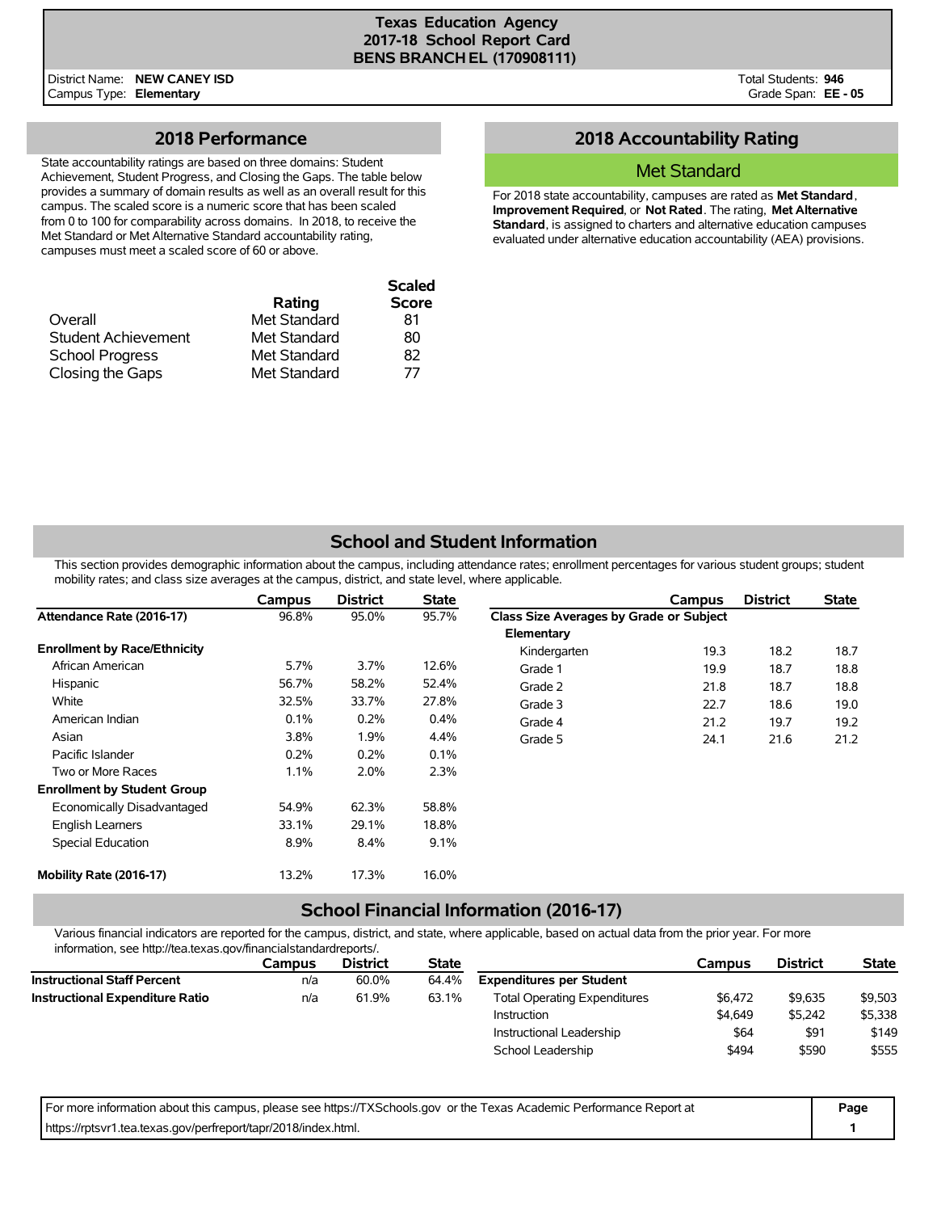# Texas Education Agency
## 2017-18 School Report Card
## BENS BRANCH EL (170908111)

District Name: **NEW CANEY ISD**
Campus Type: **Elementary**

Total Students: **946**
Grade Span: **EE - 05**

## 2018 Performance

State accountability ratings are based on three domains: Student Achievement, Student Progress, and Closing the Gaps. The table below provides a summary of domain results as well as an overall result for this campus. The scaled score is a numeric score that has been scaled from 0 to 100 for comparability across domains. In 2018, to receive the Met Standard or Met Alternative Standard accountability rating, campuses must meet a scaled score of 60 or above.

| | Rating | Scaled Score |
|---|---|---|
| Overall | Met Standard | 81 |
| Student Achievement | Met Standard | 80 |
| School Progress | Met Standard | 82 |
| Closing the Gaps | Met Standard | 77 |

## 2018 Accountability Rating

**Met Standard**

For 2018 state accountability, campuses are rated as **Met Standard**, **Improvement Required**, or **Not Rated**. The rating, **Met Alternative Standard**, is assigned to charters and alternative education campuses evaluated under alternative education accountability (AEA) provisions.

## School and Student Information

This section provides demographic information about the campus, including attendance rates; enrollment percentages for various student groups; student mobility rates; and class size averages at the campus, district, and state level, where applicable.

| | Campus | District | State |
|---|---|---|---|
| **Attendance Rate (2016-17)** | 96.8% | 95.0% | 95.7% |
| **Enrollment by Race/Ethnicity** | | | |
| African American | 5.7% | 3.7% | 12.6% |
| Hispanic | 56.7% | 58.2% | 52.4% |
| White | 32.5% | 33.7% | 27.8% |
| American Indian | 0.1% | 0.2% | 0.4% |
| Asian | 3.8% | 1.9% | 4.4% |
| Pacific Islander | 0.2% | 0.2% | 0.1% |
| Two or More Races | 1.1% | 2.0% | 2.3% |
| **Enrollment by Student Group** | | | |
| Economically Disadvantaged | 54.9% | 62.3% | 58.8% |
| English Learners | 33.1% | 29.1% | 18.8% |
| Special Education | 8.9% | 8.4% | 9.1% |
| **Mobility Rate (2016-17)** | 13.2% | 17.3% | 16.0% |

| | Campus | District | State |
|---|---|---|---|
| **Class Size Averages by Grade or Subject** | | | |
| **Elementary** | | | |
| Kindergarten | 19.3 | 18.2 | 18.7 |
| Grade 1 | 19.9 | 18.7 | 18.8 |
| Grade 2 | 21.8 | 18.7 | 18.8 |
| Grade 3 | 22.7 | 18.6 | 19.0 |
| Grade 4 | 21.2 | 19.7 | 19.2 |
| Grade 5 | 24.1 | 21.6 | 21.2 |

## School Financial Information (2016-17)

Various financial indicators are reported for the campus, district, and state, where applicable, based on actual data from the prior year. For more information, see http://tea.texas.gov/financialstandardreports/.

| | Campus | District | State |
|---|---|---|---|
| **Instructional Staff Percent** | n/a | 60.0% | 64.4% |
| **Instructional Expenditure Ratio** | n/a | 61.9% | 63.1% |

| | Campus | District | State |
|---|---|---|---|
| **Expenditures per Student** | | | |
| Total Operating Expenditures | $6,472 | $9,635 | $9,503 |
| Instruction | $4,649 | $5,242 | $5,338 |
| Instructional Leadership | $64 | $91 | $149 |
| School Leadership | $494 | $590 | $555 |

For more information about this campus, please see https://TXSchools.gov or the Texas Academic Performance Report at https://rptsvr1.tea.texas.gov/perfreport/tapr/2018/index.html.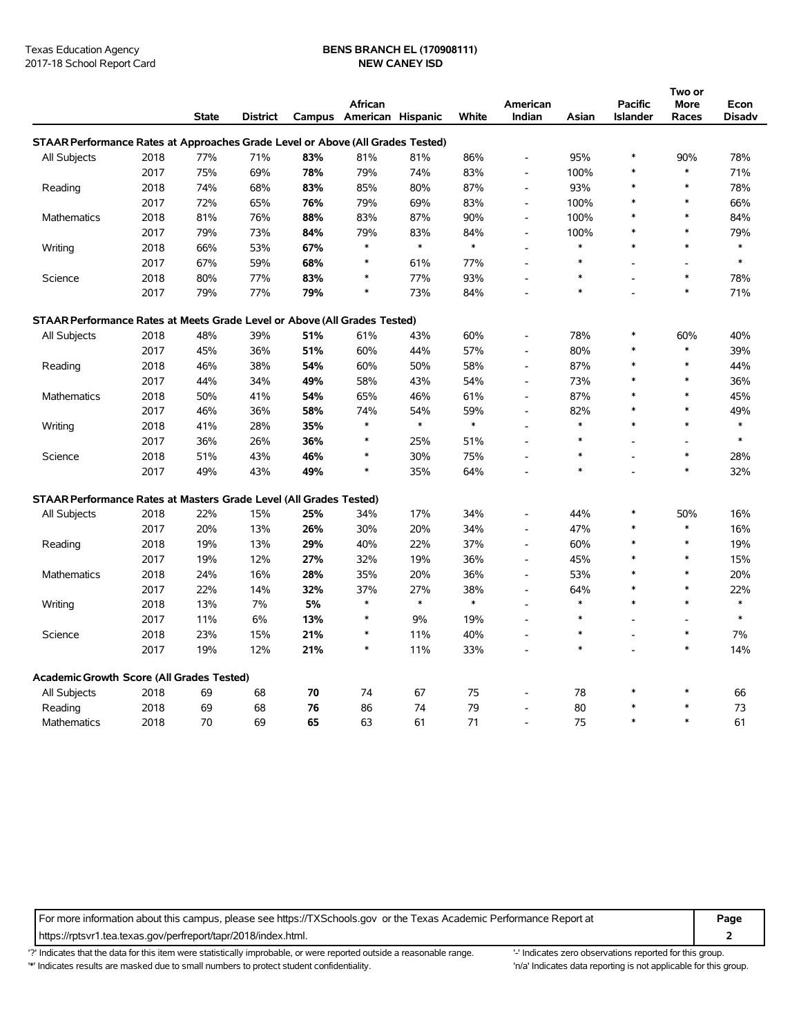Texas Education Agency
2017-18 School Report Card

**BENS BRANCH EL (170908111)**
**NEW CANEY ISD**

| | | State | District | Campus | African American | Hispanic | White | American Indian | Asian | Pacific Islander | Two or More Races | Econ Disadv |
|---|---|---|---|---|---|---|---|---|---|---|---|---|
| **STAAR Performance Rates at Approaches Grade Level or Above (All Grades Tested)** | | | | | | | | | | | | |
| All Subjects | 2018 | 77% | 71% | **83%** | 81% | 81% | 86% | - | 95% | * | 90% | 78% |
| | 2017 | 75% | 69% | **78%** | 79% | 74% | 83% | - | 100% | * | * | 71% |
| Reading | 2018 | 74% | 68% | **83%** | 85% | 80% | 87% | - | 93% | * | * | 78% |
| | 2017 | 72% | 65% | **76%** | 79% | 69% | 83% | - | 100% | * | * | 66% |
| Mathematics | 2018 | 81% | 76% | **88%** | 83% | 87% | 90% | - | 100% | * | * | 84% |
| | 2017 | 79% | 73% | **84%** | 79% | 83% | 84% | - | 100% | * | * | 79% |
| Writing | 2018 | 66% | 53% | **67%** | * | * | * | - | * | * | * | * |
| | 2017 | 67% | 59% | **68%** | * | 61% | 77% | - | * | - | - | * |
| Science | 2018 | 80% | 77% | **83%** | * | 77% | 93% | - | * | - | * | 78% |
| | 2017 | 79% | 77% | **79%** | * | 73% | 84% | - | * | - | * | 71% |
| **STAAR Performance Rates at Meets Grade Level or Above (All Grades Tested)** | | | | | | | | | | | | |
| All Subjects | 2018 | 48% | 39% | **51%** | 61% | 43% | 60% | - | 78% | * | 60% | 40% |
| | 2017 | 45% | 36% | **51%** | 60% | 44% | 57% | - | 80% | * | * | 39% |
| Reading | 2018 | 46% | 38% | **54%** | 60% | 50% | 58% | - | 87% | * | * | 44% |
| | 2017 | 44% | 34% | **49%** | 58% | 43% | 54% | - | 73% | * | * | 36% |
| Mathematics | 2018 | 50% | 41% | **54%** | 65% | 46% | 61% | - | 87% | * | * | 45% |
| | 2017 | 46% | 36% | **58%** | 74% | 54% | 59% | - | 82% | * | * | 49% |
| Writing | 2018 | 41% | 28% | **35%** | * | * | * | - | * | * | * | * |
| | 2017 | 36% | 26% | **36%** | * | 25% | 51% | - | * | - | - | * |
| Science | 2018 | 51% | 43% | **46%** | * | 30% | 75% | - | * | - | * | 28% |
| | 2017 | 49% | 43% | **49%** | * | 35% | 64% | - | * | - | * | 32% |
| **STAAR Performance Rates at Masters Grade Level (All Grades Tested)** | | | | | | | | | | | | |
| All Subjects | 2018 | 22% | 15% | **25%** | 34% | 17% | 34% | - | 44% | * | 50% | 16% |
| | 2017 | 20% | 13% | **26%** | 30% | 20% | 34% | - | 47% | * | * | 16% |
| Reading | 2018 | 19% | 13% | **29%** | 40% | 22% | 37% | - | 60% | * | * | 19% |
| | 2017 | 19% | 12% | **27%** | 32% | 19% | 36% | - | 45% | * | * | 15% |
| Mathematics | 2018 | 24% | 16% | **28%** | 35% | 20% | 36% | - | 53% | * | * | 20% |
| | 2017 | 22% | 14% | **32%** | 37% | 27% | 38% | - | 64% | * | * | 22% |
| Writing | 2018 | 13% | 7% | **5%** | * | * | * | - | * | * | * | * |
| | 2017 | 11% | 6% | **13%** | * | 9% | 19% | - | * | - | - | * |
| Science | 2018 | 23% | 15% | **21%** | * | 11% | 40% | - | * | - | * | 7% |
| | 2017 | 19% | 12% | **21%** | * | 11% | 33% | - | * | - | * | 14% |
| **Academic Growth Score (All Grades Tested)** | | | | | | | | | | | | |
| All Subjects | 2018 | 69 | 68 | **70** | 74 | 67 | 75 | - | 78 | * | * | 66 |
| Reading | 2018 | 69 | 68 | **76** | 86 | 74 | 79 | - | 80 | * | * | 73 |
| Mathematics | 2018 | 70 | 69 | **65** | 63 | 61 | 71 | - | 75 | * | * | 61 |

For more information about this campus, please see https://TXSchools.gov or the Texas Academic Performance Report at https://rptsvr1.tea.texas.gov/perfreport/tapr/2018/index.html.

'?' Indicates that the data for this item were statistically improbable, or were reported outside a reasonable range.
'*' Indicates results are masked due to small numbers to protect student confidentiality.
'-' Indicates zero observations reported for this group.
'n/a' Indicates data reporting is not applicable for this group.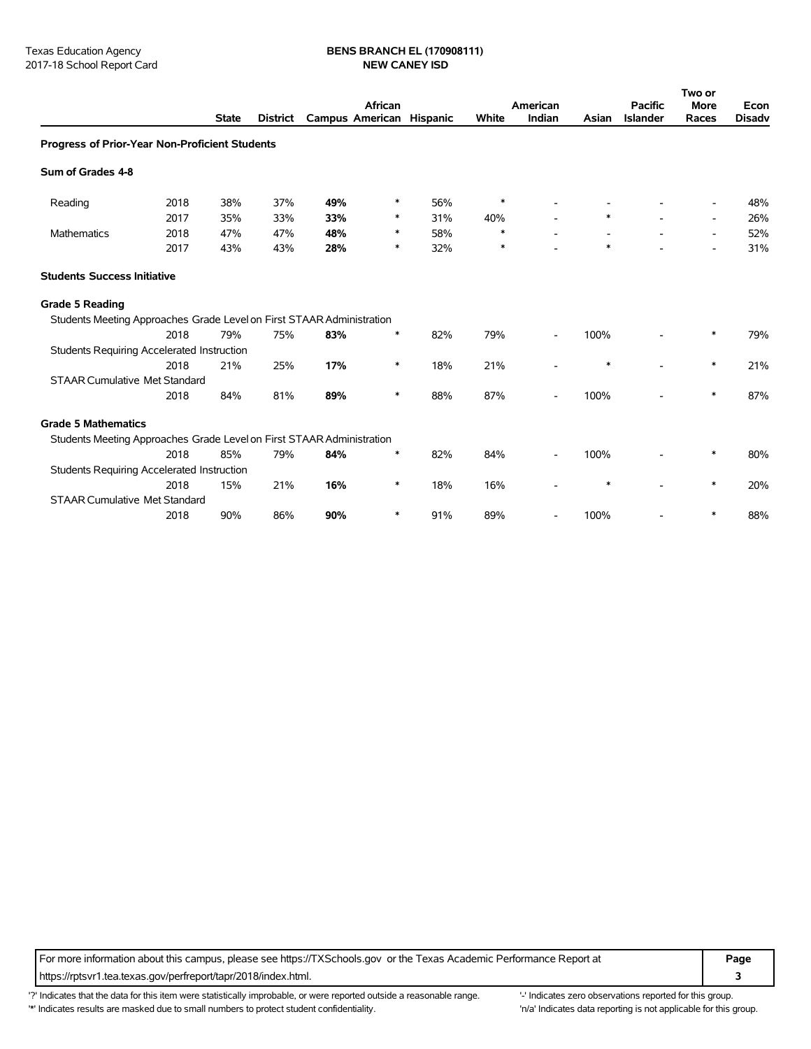Texas Education Agency
2017-18 School Report Card

**BENS BRANCH EL (170908111)**
**NEW CANEY ISD**

| | | State | District | Campus | African American | Hispanic | White | American Indian | Asian | Pacific Islander | Two or More Races | Econ Disadv |
|---|---|---|---|---|---|---|---|---|---|---|---|---|
| **Progress of Prior-Year Non-Proficient Students** | | | | | | | | | | | | |
| **Sum of Grades 4-8** | | | | | | | | | | | | |
| Reading | 2018 | 38% | 37% | **49%** | * | 56% | * | - | - | - | - | 48% |
| | 2017 | 35% | 33% | **33%** | * | 31% | 40% | - | * | - | - | 26% |
| Mathematics | 2018 | 47% | 47% | **48%** | * | 58% | * | - | - | - | - | 52% |
| | 2017 | 43% | 43% | **28%** | * | 32% | * | - | * | - | - | 31% |
| **Students Success Initiative** | | | | | | | | | | | | |
| **Grade 5 Reading** | | | | | | | | | | | | |
| Students Meeting Approaches Grade Level on First STAAR Administration | | | | | | | | | | | | |
| | 2018 | 79% | 75% | **83%** | * | 82% | 79% | - | 100% | - | * | 79% |
| Students Requiring Accelerated Instruction | | | | | | | | | | | | |
| | 2018 | 21% | 25% | **17%** | * | 18% | 21% | - | * | - | * | 21% |
| STAAR Cumulative Met Standard | | | | | | | | | | | | |
| | 2018 | 84% | 81% | **89%** | * | 88% | 87% | - | 100% | - | * | 87% |
| **Grade 5 Mathematics** | | | | | | | | | | | | |
| Students Meeting Approaches Grade Level on First STAAR Administration | | | | | | | | | | | | |
| | 2018 | 85% | 79% | **84%** | * | 82% | 84% | - | 100% | - | * | 80% |
| Students Requiring Accelerated Instruction | | | | | | | | | | | | |
| | 2018 | 15% | 21% | **16%** | * | 18% | 16% | - | * | - | * | 20% |
| STAAR Cumulative Met Standard | | | | | | | | | | | | |
| | 2018 | 90% | 86% | **90%** | * | 91% | 89% | - | 100% | - | * | 88% |

For more information about this campus, please see https://TXSchools.gov or the Texas Academic Performance Report at https://rptsvr1.tea.texas.gov/perfreport/tapr/2018/index.html.

'?' Indicates that the data for this item were statistically improbable, or were reported outside a reasonable range.
'*' Indicates results are masked due to small numbers to protect student confidentiality.
'-' Indicates zero observations reported for this group.
'n/a' Indicates data reporting is not applicable for this group.